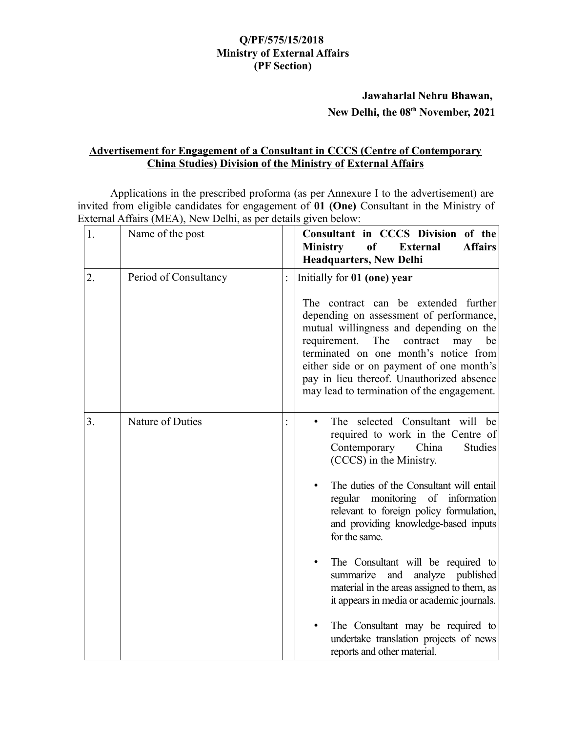**Q/PF/575/15/2018**
**Ministry of External Affairs**
**(PF Section)**

**Jawaharlal Nehru Bhawan,**
**New Delhi, the 08th November, 2021**

**Advertisement for Engagement of a Consultant in CCCS (Centre of Contemporary China Studies) Division of the Ministry of External Affairs**

Applications in the prescribed proforma (as per Annexure I to the advertisement) are invited from eligible candidates for engagement of **01 (One)** Consultant in the Ministry of External Affairs (MEA), New Delhi, as per details given below:

| | | | |
|---|---|---|---|
| 1. | Name of the post | | **Consultant in CCCS Division of the Ministry of External Affairs Headquarters, New Delhi** |
| 2. | Period of Consultancy | : | Initially for **01 (one) year**<br><br>The contract can be extended further depending on assessment of performance, mutual willingness and depending on the requirement. The contract may be terminated on one month's notice from either side or on payment of one month's pay in lieu thereof. Unauthorized absence may lead to termination of the engagement. |
| 3. | Nature of Duties | : | • The selected Consultant will be required to work in the Centre of Contemporary China Studies (CCCS) in the Ministry.<br><br>• The duties of the Consultant will entail regular monitoring of information relevant to foreign policy formulation, and providing knowledge-based inputs for the same.<br><br>• The Consultant will be required to summarize and analyze published material in the areas assigned to them, as it appears in media or academic journals.<br><br>• The Consultant may be required to undertake translation projects of news reports and other material. |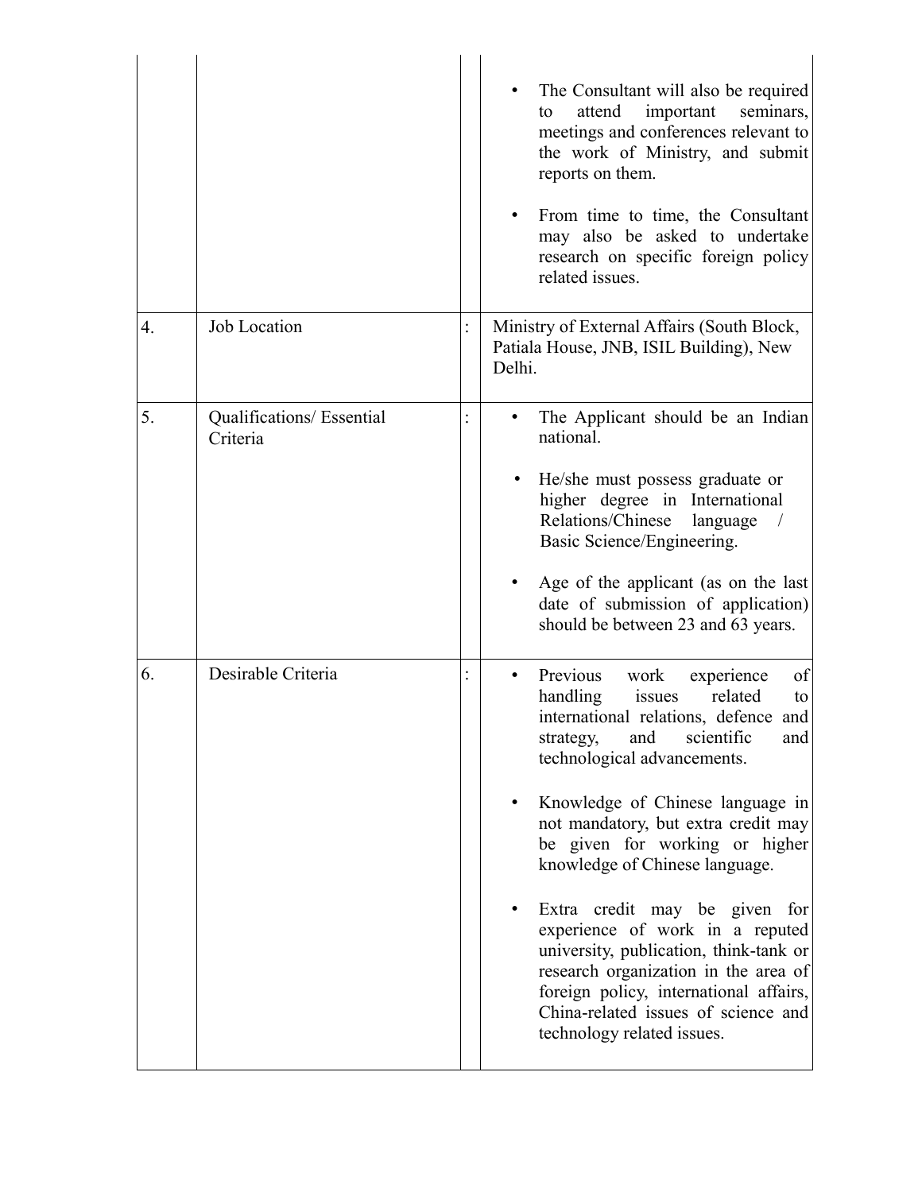| | | | |
|---|---|---|---|
| | | | • The Consultant will also be required to attend important seminars, meetings and conferences relevant to the work of Ministry, and submit reports on them.<br><br>• From time to time, the Consultant may also be asked to undertake research on specific foreign policy related issues. |
| 4. | Job Location | : | Ministry of External Affairs (South Block, Patiala House, JNB, ISIL Building), New Delhi. |
| 5. | Qualifications/ Essential Criteria | : | • The Applicant should be an Indian national.<br><br>• He/she must possess graduate or higher degree in International Relations/Chinese language / Basic Science/Engineering.<br><br>• Age of the applicant (as on the last date of submission of application) should be between 23 and 63 years. |
| 6. | Desirable Criteria | : | • Previous work experience of handling issues related to international relations, defence and strategy, and scientific and technological advancements.<br><br>• Knowledge of Chinese language in not mandatory, but extra credit may be given for working or higher knowledge of Chinese language.<br><br>• Extra credit may be given for experience of work in a reputed university, publication, think-tank or research organization in the area of foreign policy, international affairs, China-related issues of science and technology related issues. |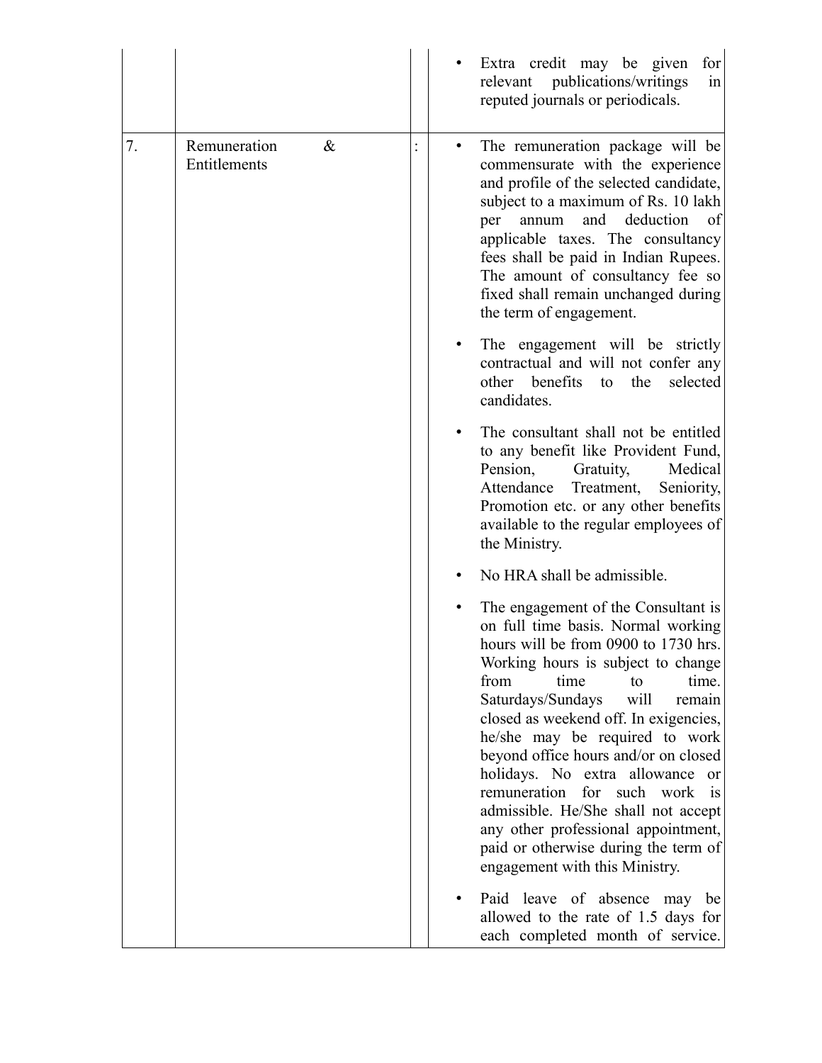| | | | |
|---|---|---|---|
| | | | • Extra credit may be given for relevant publications/writings in reputed journals or periodicals. |
| 7. | Remuneration & Entitlements | : | • The remuneration package will be commensurate with the experience and profile of the selected candidate, subject to a maximum of Rs. 10 lakh per annum and deduction of applicable taxes. The consultancy fees shall be paid in Indian Rupees. The amount of consultancy fee so fixed shall remain unchanged during the term of engagement.<br><br>• The engagement will be strictly contractual and will not confer any other benefits to the selected candidates.<br><br>• The consultant shall not be entitled to any benefit like Provident Fund, Pension, Gratuity, Medical Attendance Treatment, Seniority, Promotion etc. or any other benefits available to the regular employees of the Ministry.<br><br>• No HRA shall be admissible.<br><br>• The engagement of the Consultant is on full time basis. Normal working hours will be from 0900 to 1730 hrs. Working hours is subject to change from time to time. Saturdays/Sundays will remain closed as weekend off. In exigencies, he/she may be required to work beyond office hours and/or on closed holidays. No extra allowance or remuneration for such work is admissible. He/She shall not accept any other professional appointment, paid or otherwise during the term of engagement with this Ministry.<br><br>• Paid leave of absence may be allowed to the rate of 1.5 days for each completed month of service. |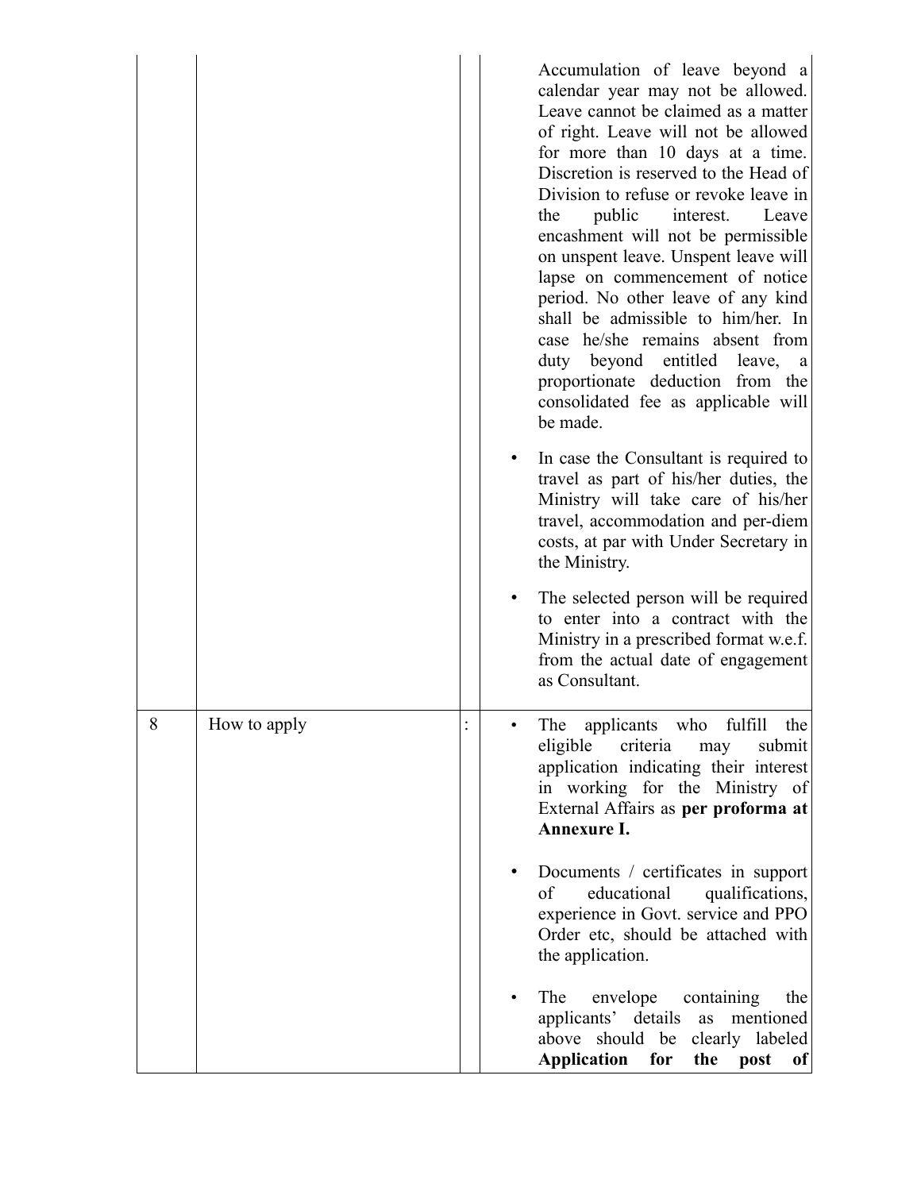| | | | |
|---|---|---|---|
| | | | Accumulation of leave beyond a calendar year may not be allowed. Leave cannot be claimed as a matter of right. Leave will not be allowed for more than 10 days at a time. Discretion is reserved to the Head of Division to refuse or revoke leave in the public interest. Leave encashment will not be permissible on unspent leave. Unspent leave will lapse on commencement of notice period. No other leave of any kind shall be admissible to him/her. In case he/she remains absent from duty beyond entitled leave, a proportionate deduction from the consolidated fee as applicable will be made.<br><br>• In case the Consultant is required to travel as part of his/her duties, the Ministry will take care of his/her travel, accommodation and per-diem costs, at par with Under Secretary in the Ministry.<br><br>• The selected person will be required to enter into a contract with the Ministry in a prescribed format w.e.f. from the actual date of engagement as Consultant. |
| 8 | How to apply | : | • The applicants who fulfill the eligible criteria may submit application indicating their interest in working for the Ministry of External Affairs as **per proforma at Annexure I.**<br><br>• Documents / certificates in support of educational qualifications, experience in Govt. service and PPO Order etc, should be attached with the application.<br><br>• The envelope containing the applicants' details as mentioned above should be clearly labeled **Application for the post of** |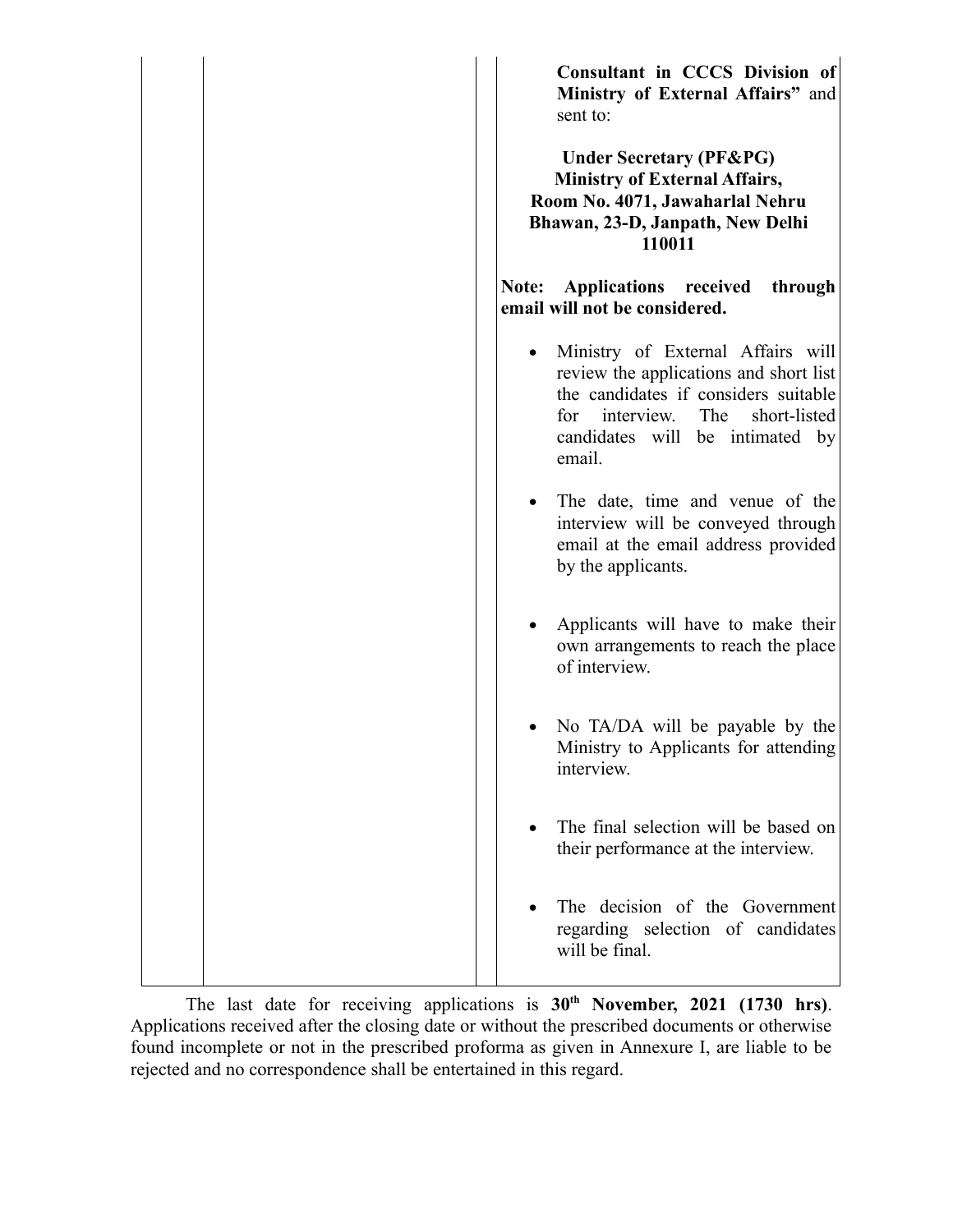| | | | |
|---|---|---|---|
| | | | **Consultant in CCCS Division of Ministry of External Affairs"** and sent to:<br><br>**Under Secretary (PF&PG)<br>Ministry of External Affairs,<br>Room No. 4071, Jawaharlal Nehru Bhawan, 23-D, Janpath, New Delhi 110011**<br><br>**Note: Applications received through email will not be considered.**<br><br>• Ministry of External Affairs will review the applications and short list the candidates if considers suitable for interview. The short-listed candidates will be intimated by email.<br><br>• The date, time and venue of the interview will be conveyed through email at the email address provided by the applicants.<br><br>• Applicants will have to make their own arrangements to reach the place of interview.<br><br>• No TA/DA will be payable by the Ministry to Applicants for attending interview.<br><br>• The final selection will be based on their performance at the interview.<br><br>• The decision of the Government regarding selection of candidates will be final. |

The last date for receiving applications is **30th November, 2021 (1730 hrs)**. Applications received after the closing date or without the prescribed documents or otherwise found incomplete or not in the prescribed proforma as given in Annexure I, are liable to be rejected and no correspondence shall be entertained in this regard.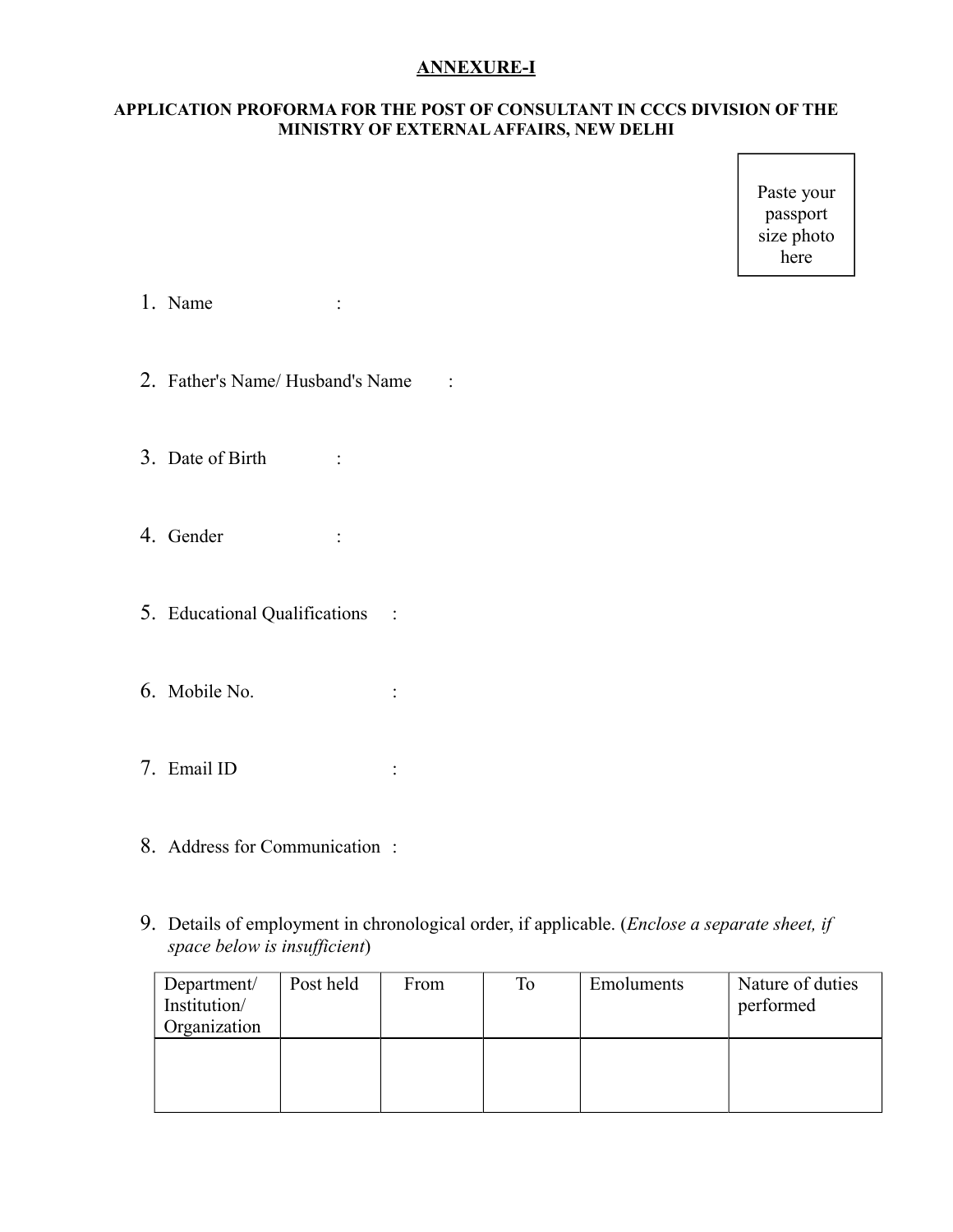**ANNEXURE-I**

**APPLICATION PROFORMA FOR THE POST OF CONSULTANT IN CCCS DIVISION OF THE MINISTRY OF EXTERNAL AFFAIRS, NEW DELHI**

Paste your passport size photo here

1. Name :

2. Father's Name/ Husband's Name :

3. Date of Birth :

4. Gender :

5. Educational Qualifications :

6. Mobile No. :

7. Email ID :

8. Address for Communication :

9. Details of employment in chronological order, if applicable. (*Enclose a separate sheet, if space below is insufficient*)

| Department/ Institution/ Organization | Post held | From | To | Emoluments | Nature of duties performed |
|---|---|---|---|---|---|
| | | | | | |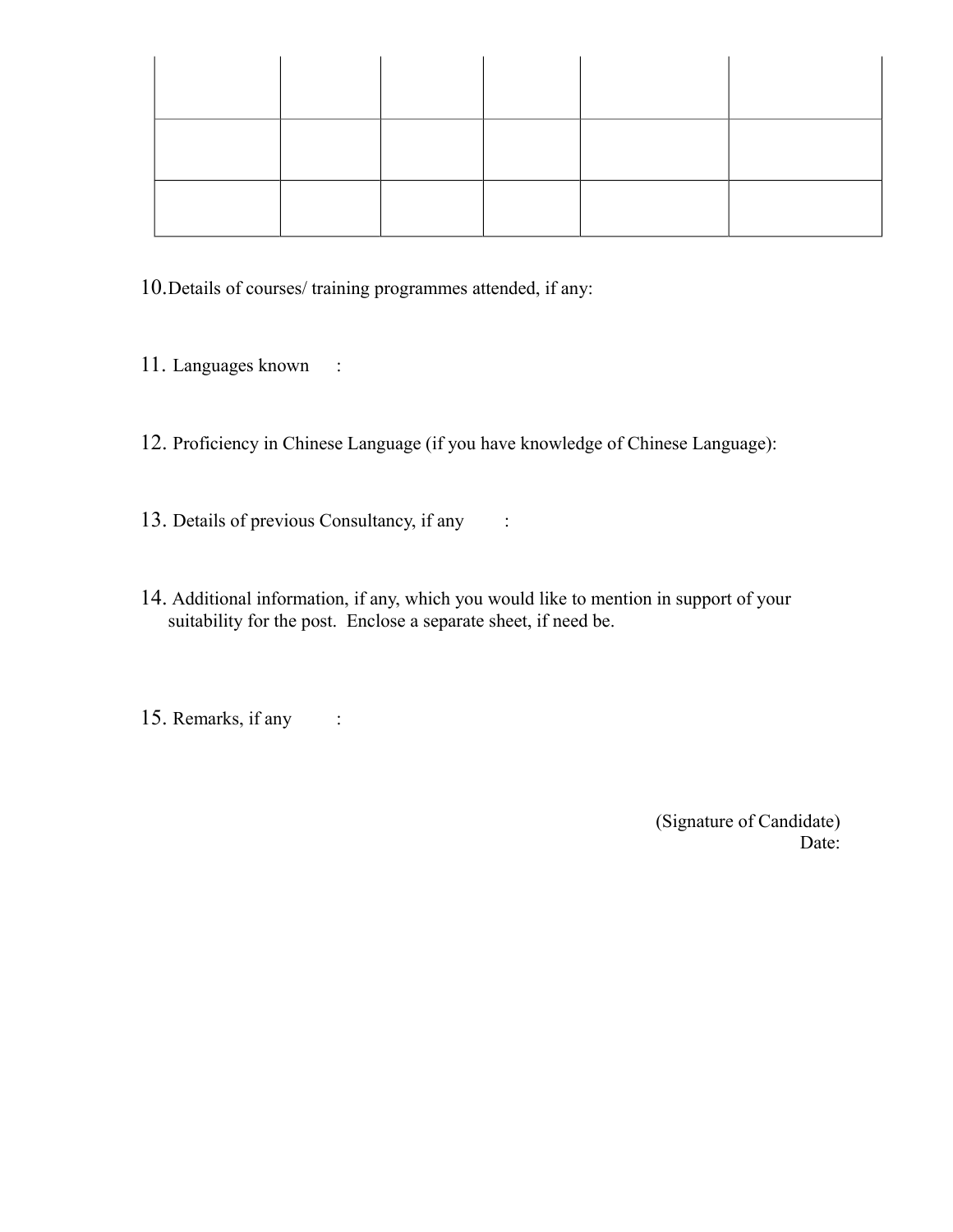| | | | | | |
|---|---|---|---|---|---|
| | | | | | |
| | | | | | |
| | | | | | |

10. Details of courses/ training programmes attended, if any:

11. Languages known :

12. Proficiency in Chinese Language (if you have knowledge of Chinese Language):

13. Details of previous Consultancy, if any :

14. Additional information, if any, which you would like to mention in support of your suitability for the post. Enclose a separate sheet, if need be.

15. Remarks, if any :

(Signature of Candidate)
Date: